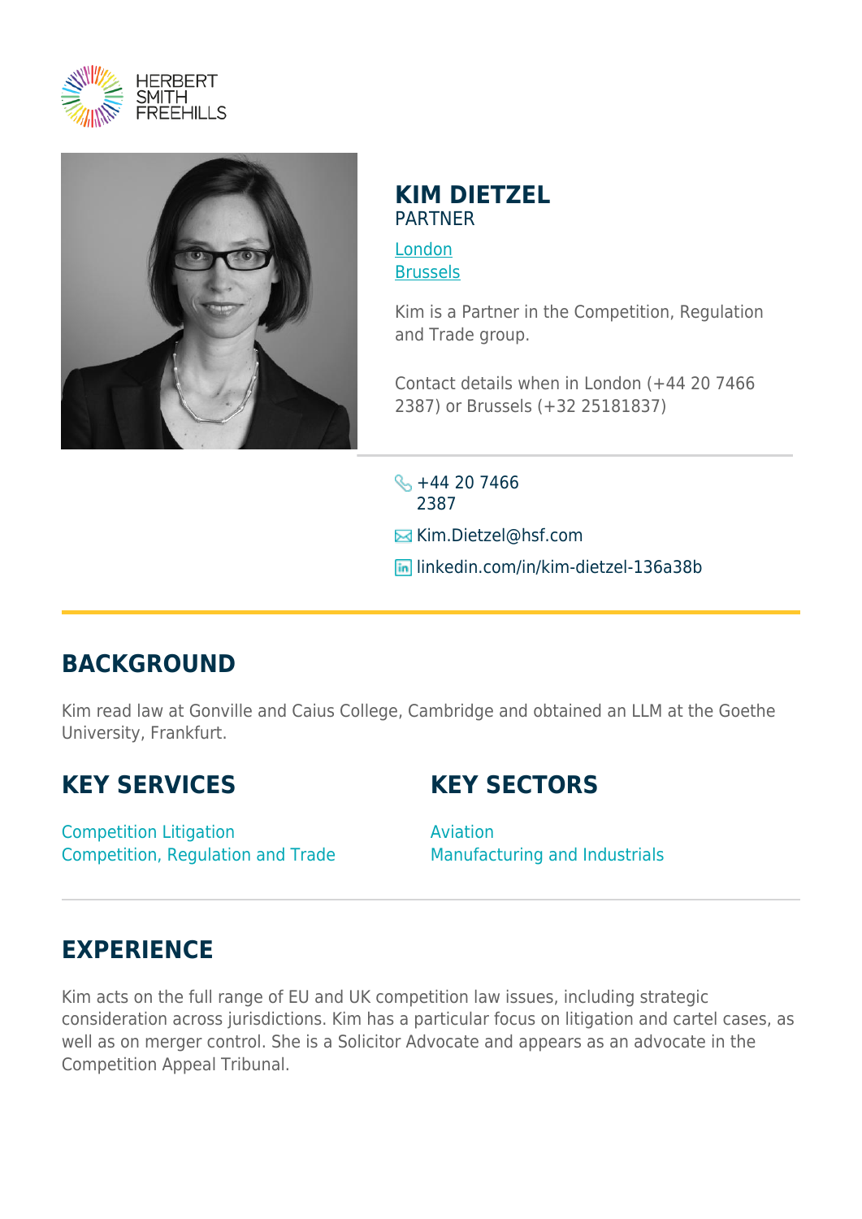# KIM DIETZEL

PARTNER

London
Brussels

Kim is a Partner in the Competition, Regulation and Trade group.

Contact details when in London (+44 20 7466 2387) or Brussels (+32 25181837)

+44 20 7466 2387

Kim.Dietzel@hsf.com

linkedin.com/in/kim-dietzel-136a38b

## BACKGROUND

Kim read law at Gonville and Caius College, Cambridge and obtained an LLM at the Goethe University, Frankfurt.

## KEY SERVICES

Competition Litigation
Competition, Regulation and Trade

## KEY SECTORS

Aviation
Manufacturing and Industrials

## EXPERIENCE

Kim acts on the full range of EU and UK competition law issues, including strategic consideration across jurisdictions. Kim has a particular focus on litigation and cartel cases, as well as on merger control. She is a Solicitor Advocate and appears as an advocate in the Competition Appeal Tribunal.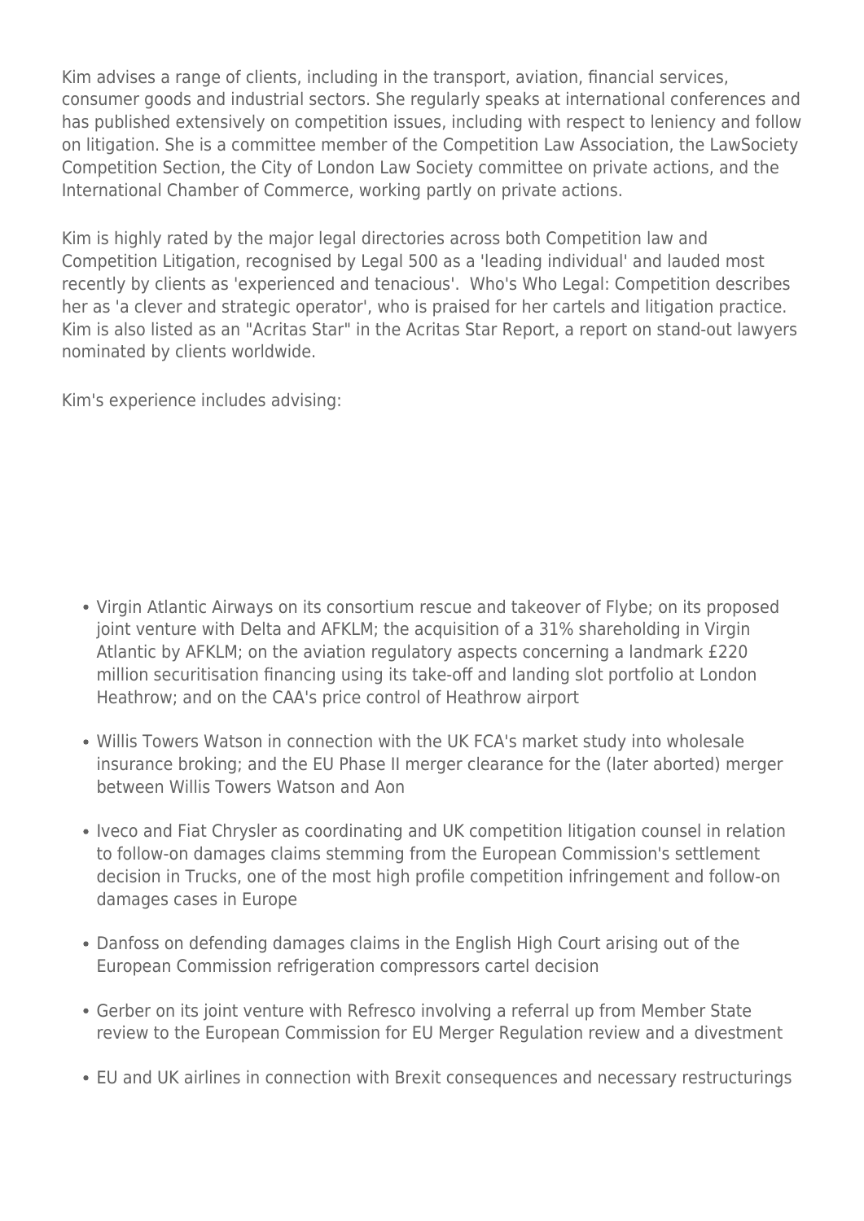Kim advises a range of clients, including in the transport, aviation, financial services, consumer goods and industrial sectors. She regularly speaks at international conferences and has published extensively on competition issues, including with respect to leniency and follow on litigation. She is a committee member of the Competition Law Association, the LawSociety Competition Section, the City of London Law Society committee on private actions, and the International Chamber of Commerce, working partly on private actions.

Kim is highly rated by the major legal directories across both Competition law and Competition Litigation, recognised by Legal 500 as a 'leading individual' and lauded most recently by clients as 'experienced and tenacious'.  Who's Who Legal: Competition describes her as 'a clever and strategic operator', who is praised for her cartels and litigation practice. Kim is also listed as an "Acritas Star" in the Acritas Star Report, a report on stand-out lawyers nominated by clients worldwide.

Kim's experience includes advising:

- Virgin Atlantic Airways on its consortium rescue and takeover of Flybe; on its proposed joint venture with Delta and AFKLM; the acquisition of a 31% shareholding in Virgin Atlantic by AFKLM; on the aviation regulatory aspects concerning a landmark £220 million securitisation financing using its take-off and landing slot portfolio at London Heathrow; and on the CAA's price control of Heathrow airport
- Willis Towers Watson in connection with the UK FCA's market study into wholesale insurance broking; and the EU Phase II merger clearance for the (later aborted) merger between Willis Towers Watson and Aon
- Iveco and Fiat Chrysler as coordinating and UK competition litigation counsel in relation to follow-on damages claims stemming from the European Commission's settlement decision in Trucks, one of the most high profile competition infringement and follow-on damages cases in Europe
- Danfoss on defending damages claims in the English High Court arising out of the European Commission refrigeration compressors cartel decision
- Gerber on its joint venture with Refresco involving a referral up from Member State review to the European Commission for EU Merger Regulation review and a divestment
- EU and UK airlines in connection with Brexit consequences and necessary restructurings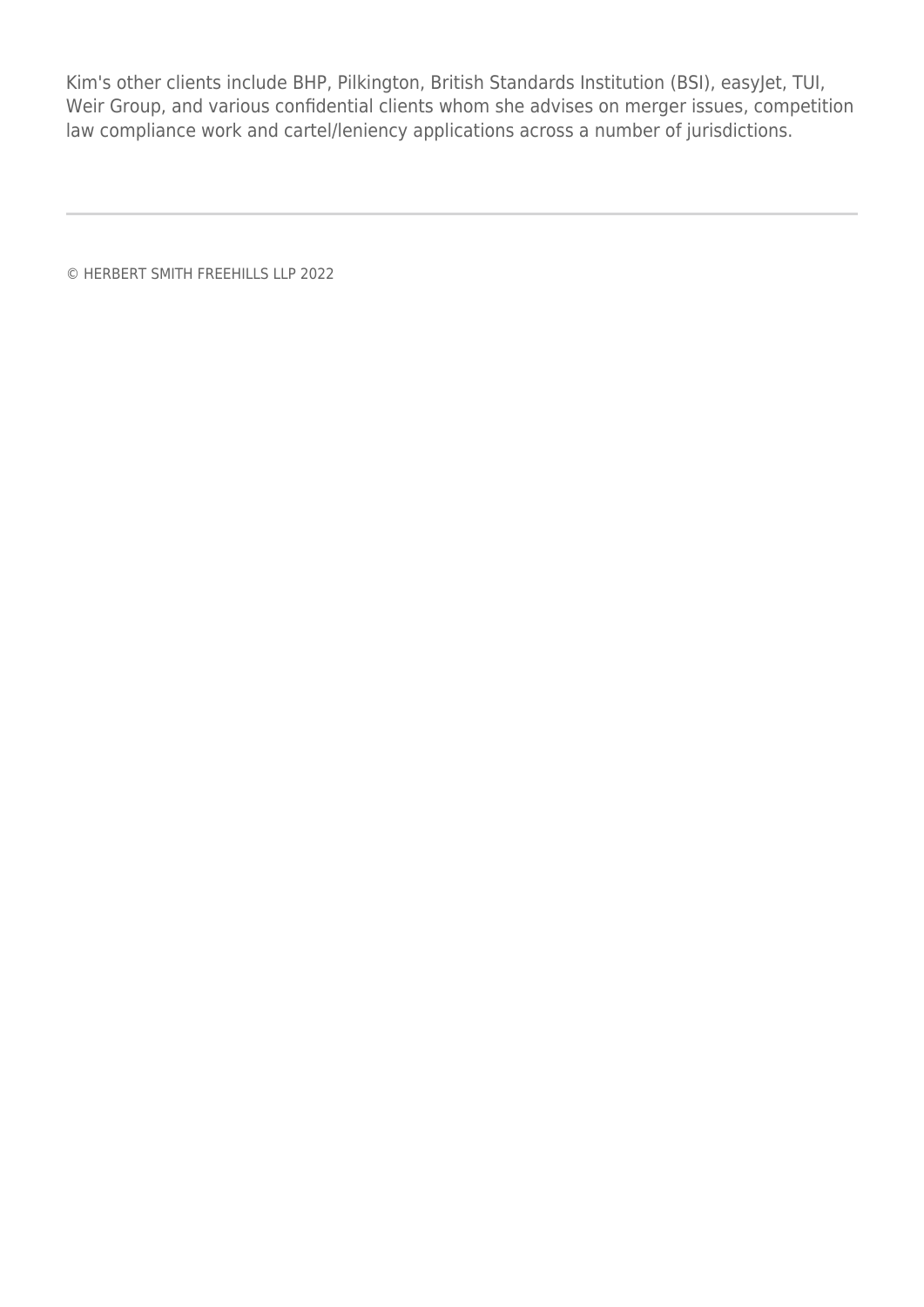Kim's other clients include BHP, Pilkington, British Standards Institution (BSI), easyJet, TUI, Weir Group, and various confidential clients whom she advises on merger issues, competition law compliance work and cartel/leniency applications across a number of jurisdictions.

---

© HERBERT SMITH FREEHILLS LLP 2022